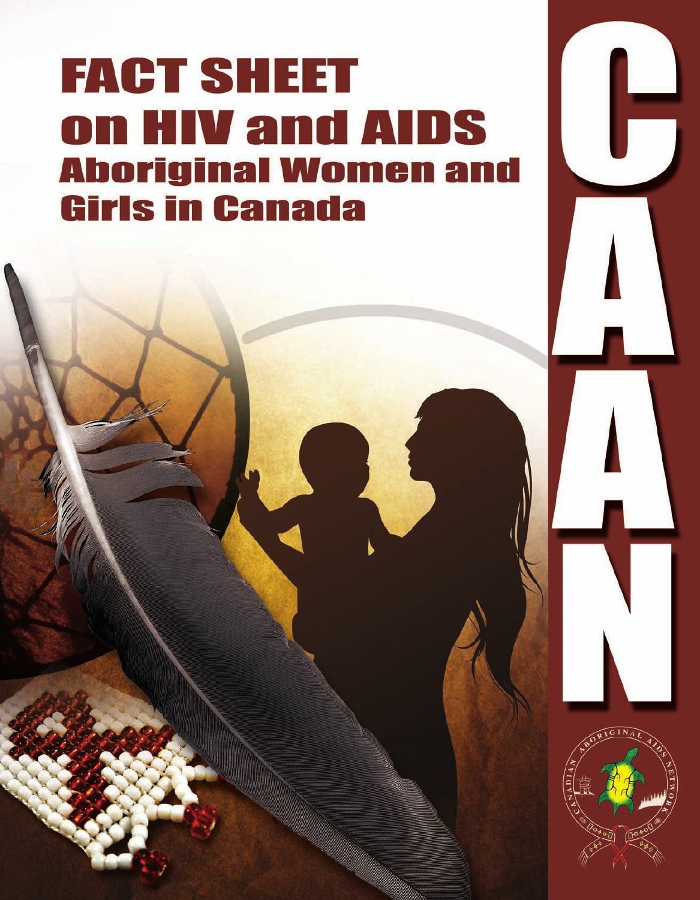# FACT SHEET on HIV and AIDS Aboriginal Women and Girls in Canada

CAAN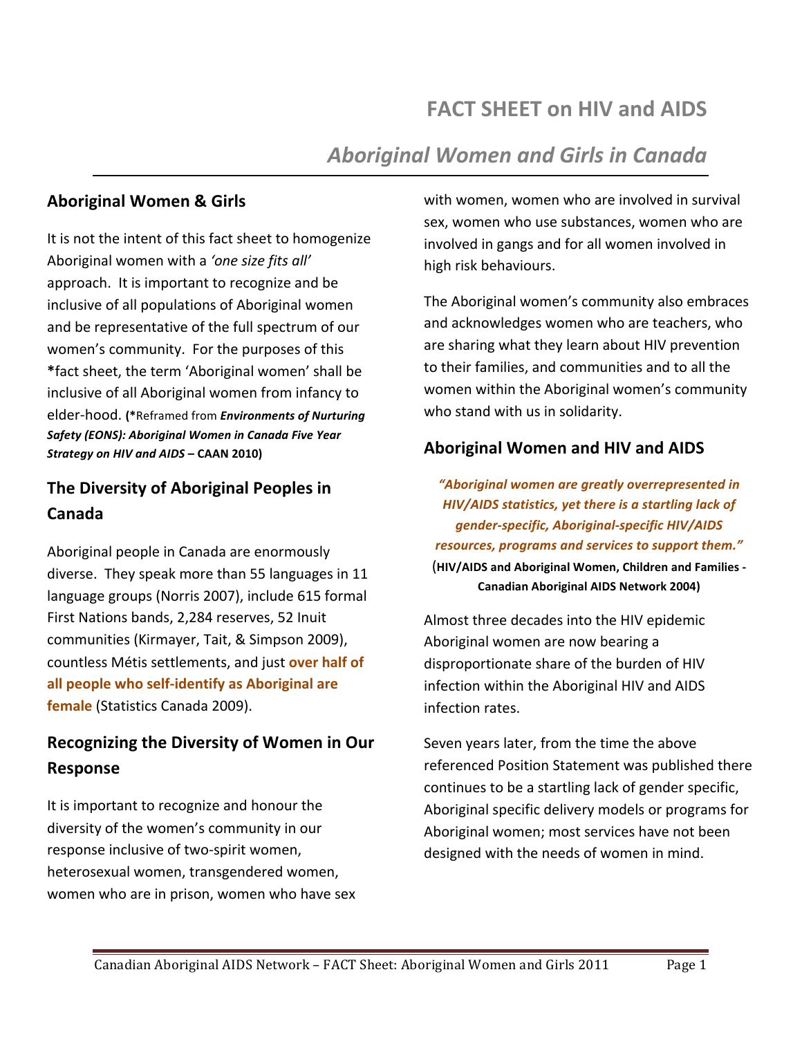# FACT SHEET on HIV and AIDS

## *Aboriginal Women and Girls in Canada*

## Aboriginal Women & Girls

It is not the intent of this fact sheet to homogenize Aboriginal women with a *'one size fits all'* approach. It is important to recognize and be inclusive of all populations of Aboriginal women and be representative of the full spectrum of our women's community. For the purposes of this **\***fact sheet, the term 'Aboriginal women' shall be inclusive of all Aboriginal women from infancy to elder-hood. **(\***Reframed from ***Environments of Nurturing Safety (EONS): Aboriginal Women in Canada Five Year Strategy on HIV and AIDS*** **– CAAN 2010)**

## The Diversity of Aboriginal Peoples in Canada

Aboriginal people in Canada are enormously diverse. They speak more than 55 languages in 11 language groups (Norris 2007), include 615 formal First Nations bands, 2,284 reserves, 52 Inuit communities (Kirmayer, Tait, & Simpson 2009), countless Métis settlements, and just **over half of all people who self-identify as Aboriginal are female** (Statistics Canada 2009).

## Recognizing the Diversity of Women in Our Response

It is important to recognize and honour the diversity of the women's community in our response inclusive of two-spirit women, heterosexual women, transgendered women, women who are in prison, women who have sex with women, women who are involved in survival sex, women who use substances, women who are involved in gangs and for all women involved in high risk behaviours.

The Aboriginal women's community also embraces and acknowledges women who are teachers, who are sharing what they learn about HIV prevention to their families, and communities and to all the women within the Aboriginal women's community who stand with us in solidarity.

## Aboriginal Women and HIV and AIDS

***"Aboriginal women are greatly overrepresented in HIV/AIDS statistics, yet there is a startling lack of gender-specific, Aboriginal-specific HIV/AIDS resources, programs and services to support them."***
(**HIV/AIDS and Aboriginal Women, Children and Families - Canadian Aboriginal AIDS Network 2004)**

Almost three decades into the HIV epidemic Aboriginal women are now bearing a disproportionate share of the burden of HIV infection within the Aboriginal HIV and AIDS infection rates.

Seven years later, from the time the above referenced Position Statement was published there continues to be a startling lack of gender specific, Aboriginal specific delivery models or programs for Aboriginal women; most services have not been designed with the needs of women in mind.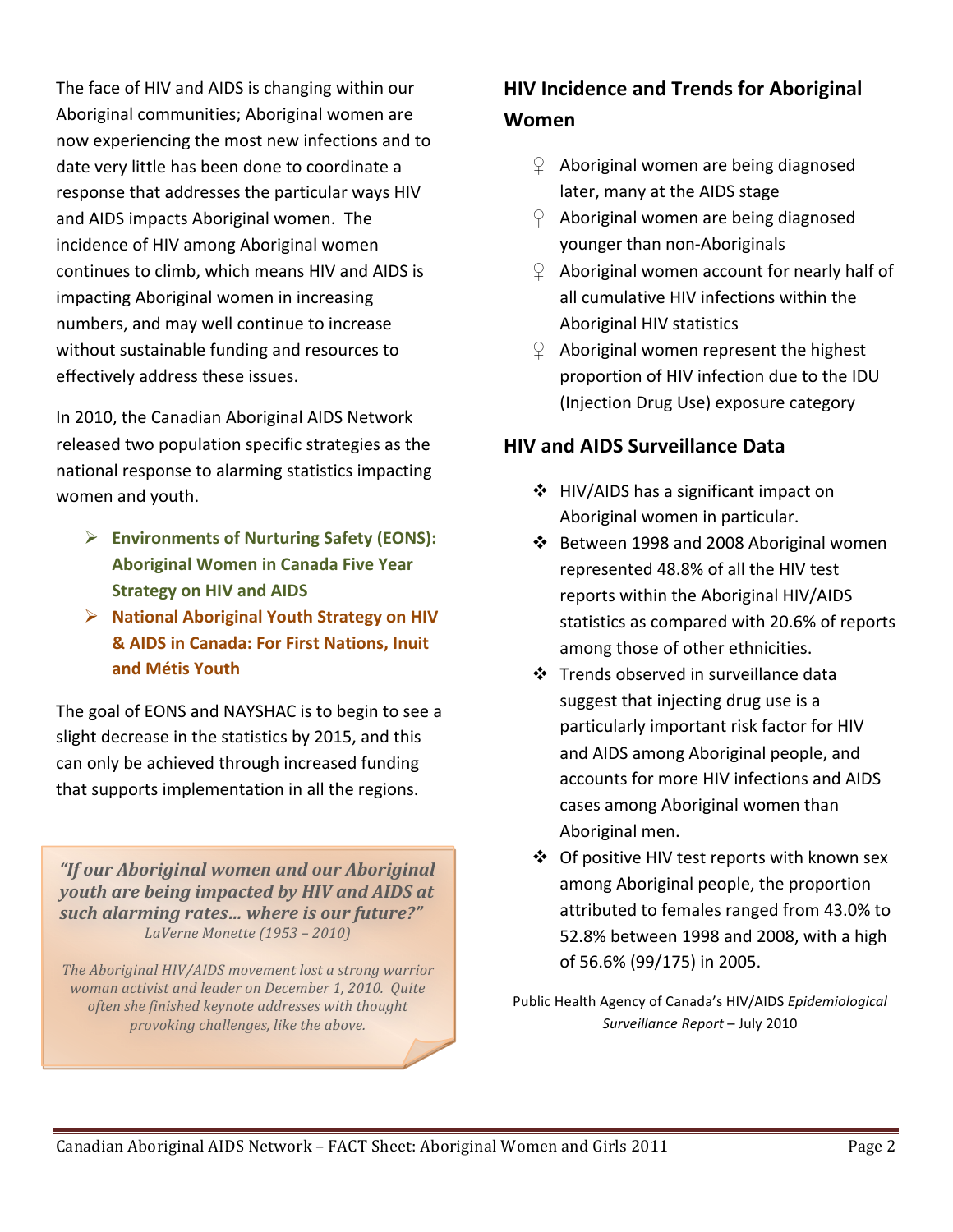The face of HIV and AIDS is changing within our Aboriginal communities; Aboriginal women are now experiencing the most new infections and to date very little has been done to coordinate a response that addresses the particular ways HIV and AIDS impacts Aboriginal women. The incidence of HIV among Aboriginal women continues to climb, which means HIV and AIDS is impacting Aboriginal women in increasing numbers, and may well continue to increase without sustainable funding and resources to effectively address these issues.

In 2010, the Canadian Aboriginal AIDS Network released two population specific strategies as the national response to alarming statistics impacting women and youth.

- **Environments of Nurturing Safety (EONS): Aboriginal Women in Canada Five Year Strategy on HIV and AIDS**
- **National Aboriginal Youth Strategy on HIV & AIDS in Canada: For First Nations, Inuit and Métis Youth**

The goal of EONS and NAYSHAC is to begin to see a slight decrease in the statistics by 2015, and this can only be achieved through increased funding that supports implementation in all the regions.

> ***"If our Aboriginal women and our Aboriginal youth are being impacted by HIV and AIDS at such alarming rates… where is our future?"***
> *LaVerne Monette (1953 – 2010)*
>
> *The Aboriginal HIV/AIDS movement lost a strong warrior woman activist and leader on December 1, 2010. Quite often she finished keynote addresses with thought provoking challenges, like the above.*

## HIV Incidence and Trends for Aboriginal Women

- Aboriginal women are being diagnosed later, many at the AIDS stage
- Aboriginal women are being diagnosed younger than non-Aboriginals
- Aboriginal women account for nearly half of all cumulative HIV infections within the Aboriginal HIV statistics
- Aboriginal women represent the highest proportion of HIV infection due to the IDU (Injection Drug Use) exposure category

## HIV and AIDS Surveillance Data

- HIV/AIDS has a significant impact on Aboriginal women in particular.
- Between 1998 and 2008 Aboriginal women represented 48.8% of all the HIV test reports within the Aboriginal HIV/AIDS statistics as compared with 20.6% of reports among those of other ethnicities.
- Trends observed in surveillance data suggest that injecting drug use is a particularly important risk factor for HIV and AIDS among Aboriginal people, and accounts for more HIV infections and AIDS cases among Aboriginal women than Aboriginal men.
- Of positive HIV test reports with known sex among Aboriginal people, the proportion attributed to females ranged from 43.0% to 52.8% between 1998 and 2008, with a high of 56.6% (99/175) in 2005.

Public Health Agency of Canada's HIV/AIDS *Epidemiological Surveillance Report* – July 2010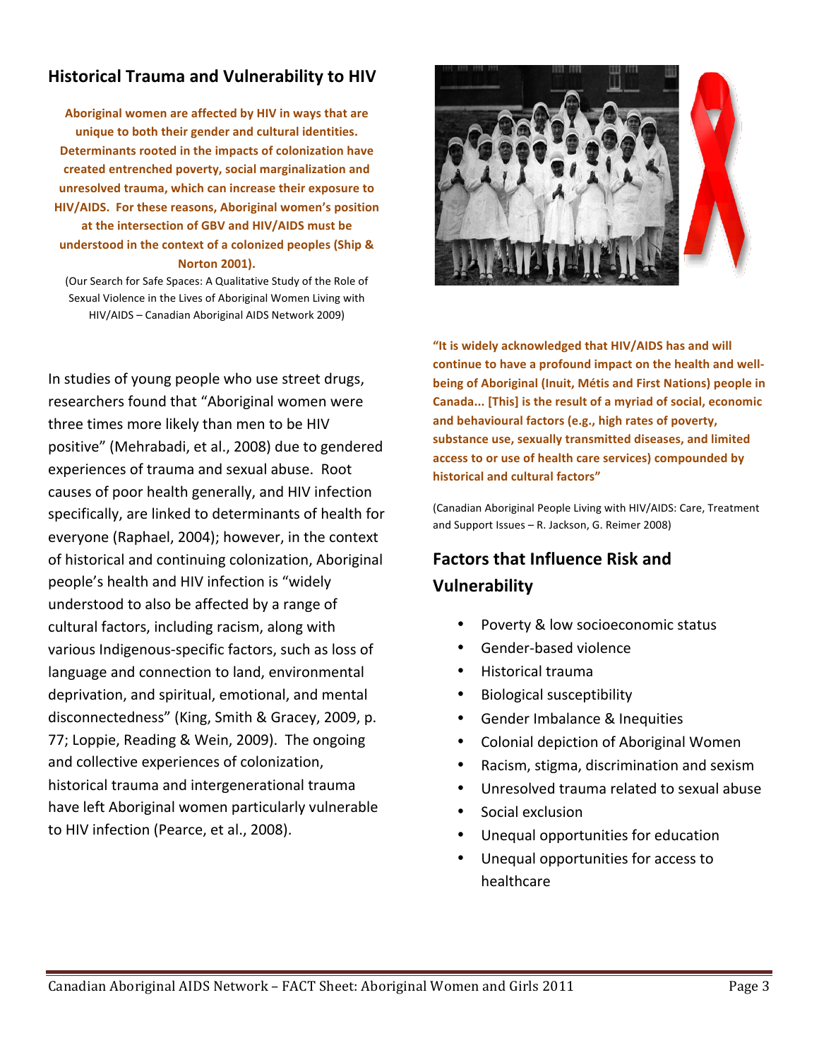## Historical Trauma and Vulnerability to HIV

**Aboriginal women are affected by HIV in ways that are unique to both their gender and cultural identities. Determinants rooted in the impacts of colonization have created entrenched poverty, social marginalization and unresolved trauma, which can increase their exposure to HIV/AIDS. For these reasons, Aboriginal women's position at the intersection of GBV and HIV/AIDS must be understood in the context of a colonized peoples (Ship & Norton 2001).**

(Our Search for Safe Spaces: A Qualitative Study of the Role of Sexual Violence in the Lives of Aboriginal Women Living with HIV/AIDS – Canadian Aboriginal AIDS Network 2009)

In studies of young people who use street drugs, researchers found that "Aboriginal women were three times more likely than men to be HIV positive" (Mehrabadi, et al., 2008) due to gendered experiences of trauma and sexual abuse. Root causes of poor health generally, and HIV infection specifically, are linked to determinants of health for everyone (Raphael, 2004); however, in the context of historical and continuing colonization, Aboriginal people's health and HIV infection is "widely understood to also be affected by a range of cultural factors, including racism, along with various Indigenous-specific factors, such as loss of language and connection to land, environmental deprivation, and spiritual, emotional, and mental disconnectedness" (King, Smith & Gracey, 2009, p. 77; Loppie, Reading & Wein, 2009). The ongoing and collective experiences of colonization, historical trauma and intergenerational trauma have left Aboriginal women particularly vulnerable to HIV infection (Pearce, et al., 2008).

**"It is widely acknowledged that HIV/AIDS has and will continue to have a profound impact on the health and well-being of Aboriginal (Inuit, Métis and First Nations) people in Canada... [This] is the result of a myriad of social, economic and behavioural factors (e.g., high rates of poverty, substance use, sexually transmitted diseases, and limited access to or use of health care services) compounded by historical and cultural factors"**

(Canadian Aboriginal People Living with HIV/AIDS: Care, Treatment and Support Issues – R. Jackson, G. Reimer 2008)

## Factors that Influence Risk and Vulnerability

- Poverty & low socioeconomic status
- Gender-based violence
- Historical trauma
- Biological susceptibility
- Gender Imbalance & Inequities
- Colonial depiction of Aboriginal Women
- Racism, stigma, discrimination and sexism
- Unresolved trauma related to sexual abuse
- Social exclusion
- Unequal opportunities for education
- Unequal opportunities for access to healthcare